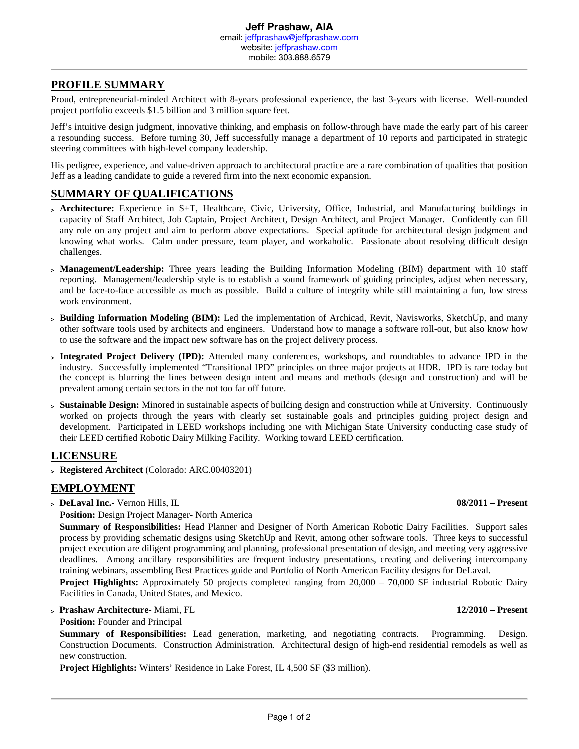# Jeff Prashaw, AIA

email: jeffprashaw@jeffprashaw.com
website: jeffprashaw.com
mobile: 303.888.6579

## PROFILE SUMMARY

Proud, entrepreneurial-minded Architect with 8-years professional experience, the last 3-years with license. Well-rounded project portfolio exceeds $1.5 billion and 3 million square feet.

Jeff's intuitive design judgment, innovative thinking, and emphasis on follow-through have made the early part of his career a resounding success. Before turning 30, Jeff successfully manage a department of 10 reports and participated in strategic steering committees with high-level company leadership.

His pedigree, experience, and value-driven approach to architectural practice are a rare combination of qualities that position Jeff as a leading candidate to guide a revered firm into the next economic expansion.

## SUMMARY OF QUALIFICATIONS

- **Architecture:** Experience in S+T, Healthcare, Civic, University, Office, Industrial, and Manufacturing buildings in capacity of Staff Architect, Job Captain, Project Architect, Design Architect, and Project Manager. Confidently can fill any role on any project and aim to perform above expectations. Special aptitude for architectural design judgment and knowing what works. Calm under pressure, team player, and workaholic. Passionate about resolving difficult design challenges.
- **Management/Leadership:** Three years leading the Building Information Modeling (BIM) department with 10 staff reporting. Management/leadership style is to establish a sound framework of guiding principles, adjust when necessary, and be face-to-face accessible as much as possible. Build a culture of integrity while still maintaining a fun, low stress work environment.
- **Building Information Modeling (BIM):** Led the implementation of Archicad, Revit, Navisworks, SketchUp, and many other software tools used by architects and engineers. Understand how to manage a software roll-out, but also know how to use the software and the impact new software has on the project delivery process.
- **Integrated Project Delivery (IPD):** Attended many conferences, workshops, and roundtables to advance IPD in the industry. Successfully implemented "Transitional IPD" principles on three major projects at HDR. IPD is rare today but the concept is blurring the lines between design intent and means and methods (design and construction) and will be prevalent among certain sectors in the not too far off future.
- **Sustainable Design:** Minored in sustainable aspects of building design and construction while at University. Continuously worked on projects through the years with clearly set sustainable goals and principles guiding project design and development. Participated in LEED workshops including one with Michigan State University conducting case study of their LEED certified Robotic Dairy Milking Facility. Working toward LEED certification.

## LICENSURE

- **Registered Architect** (Colorado: ARC.00403201)

## EMPLOYMENT

- **DeLaval Inc.**- Vernon Hills, IL **08/2011 – Present**

  **Position:** Design Project Manager- North America

  **Summary of Responsibilities:** Head Planner and Designer of North American Robotic Dairy Facilities. Support sales process by providing schematic designs using SketchUp and Revit, among other software tools. Three keys to successful project execution are diligent programming and planning, professional presentation of design, and meeting very aggressive deadlines. Among ancillary responsibilities are frequent industry presentations, creating and delivering intercompany training webinars, assembling Best Practices guide and Portfolio of North American Facility designs for DeLaval.

  **Project Highlights:** Approximately 50 projects completed ranging from 20,000 – 70,000 SF industrial Robotic Dairy Facilities in Canada, United States, and Mexico.

- **Prashaw Architecture**- Miami, FL **12/2010 – Present**

  **Position:** Founder and Principal

  **Summary of Responsibilities:** Lead generation, marketing, and negotiating contracts. Programming. Design. Construction Documents. Construction Administration. Architectural design of high-end residential remodels as well as new construction.

  **Project Highlights:** Winters' Residence in Lake Forest, IL 4,500 SF ($3 million).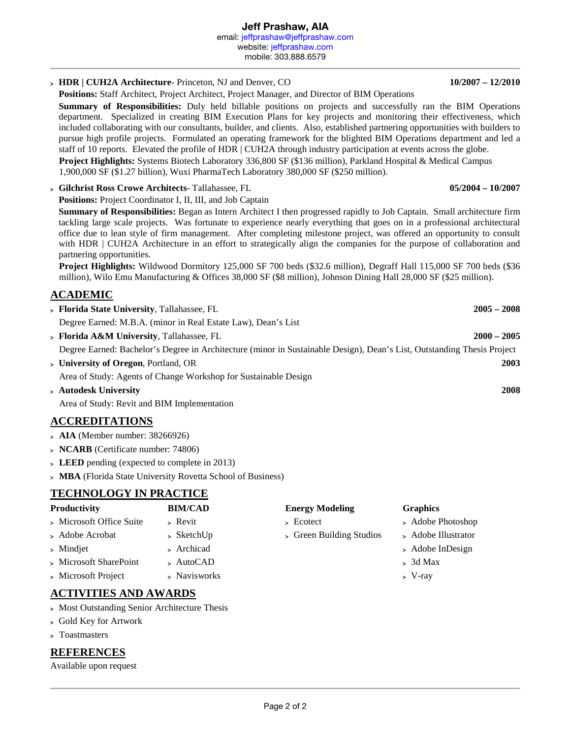**Jeff Prashaw, AIA**
email: jeffprashaw@jeffprashaw.com
website: jeffprashaw.com
mobile: 303.888.6579

---

- **HDR | CUH2A Architecture**- Princeton, NJ and Denver, CO **10/2007 – 12/2010**

  **Positions:** Staff Architect, Project Architect, Project Manager, and Director of BIM Operations

  **Summary of Responsibilities:** Duly held billable positions on projects and successfully ran the BIM Operations department. Specialized in creating BIM Execution Plans for key projects and monitoring their effectiveness, which included collaborating with our consultants, builder, and clients. Also, established partnering opportunities with builders to pursue high profile projects. Formulated an operating framework for the blighted BIM Operations department and led a staff of 10 reports. Elevated the profile of HDR | CUH2A through industry participation at events across the globe.

  **Project Highlights:** Systems Biotech Laboratory 336,800 SF ($136 million), Parkland Hospital & Medical Campus 1,900,000 SF ($1.27 billion), Wuxi PharmaTech Laboratory 380,000 SF ($250 million).

- **Gilchrist Ross Crowe Architects**- Tallahassee, FL **05/2004 – 10/2007**

  **Positions:** Project Coordinator I, II, III, and Job Captain

  **Summary of Responsibilities:** Began as Intern Architect I then progressed rapidly to Job Captain. Small architecture firm tackling large scale projects. Was fortunate to experience nearly everything that goes on in a professional architectural office due to lean style of firm management. After completing milestone project, was offered an opportunity to consult with HDR | CUH2A Architecture in an effort to strategically align the companies for the purpose of collaboration and partnering opportunities.

  **Project Highlights:** Wildwood Dormitory 125,000 SF 700 beds ($32.6 million), Degraff Hall 115,000 SF 700 beds ($36 million), Wilo Emu Manufacturing & Offices 38,000 SF ($8 million), Johnson Dining Hall 28,000 SF ($25 million).

## ACADEMIC

- **Florida State University**, Tallahassee, FL **2005 – 2008**

  Degree Earned: M.B.A. (minor in Real Estate Law), Dean's List

- **Florida A&M University**, Tallahassee, FL **2000 – 2005**

  Degree Earned: Bachelor's Degree in Architecture (minor in Sustainable Design), Dean's List, Outstanding Thesis Project

- **University of Oregon**, Portland, OR **2003**

  Area of Study: Agents of Change Workshop for Sustainable Design

- **Autodesk University** **2008**

  Area of Study: Revit and BIM Implementation

## ACCREDITATIONS

- **AIA** (Member number: 38266926)
- **NCARB** (Certificate number: 74806)
- **LEED** pending (expected to complete in 2013)
- **MBA** (Florida State University Rovetta School of Business)

## TECHNOLOGY IN PRACTICE

**Productivity**
- Microsoft Office Suite
- Adobe Acrobat
- Mindjet
- Microsoft SharePoint
- Microsoft Project

**BIM/CAD**
- Revit
- SketchUp
- Archicad
- AutoCAD
- Navisworks

**Energy Modeling**
- Ecotect
- Green Building Studios

**Graphics**
- Adobe Photoshop
- Adobe Illustrator
- Adobe InDesign
- 3d Max
- V-ray

## ACTIVITIES AND AWARDS

- Most Outstanding Senior Architecture Thesis
- Gold Key for Artwork
- Toastmasters

## REFERENCES

Available upon request